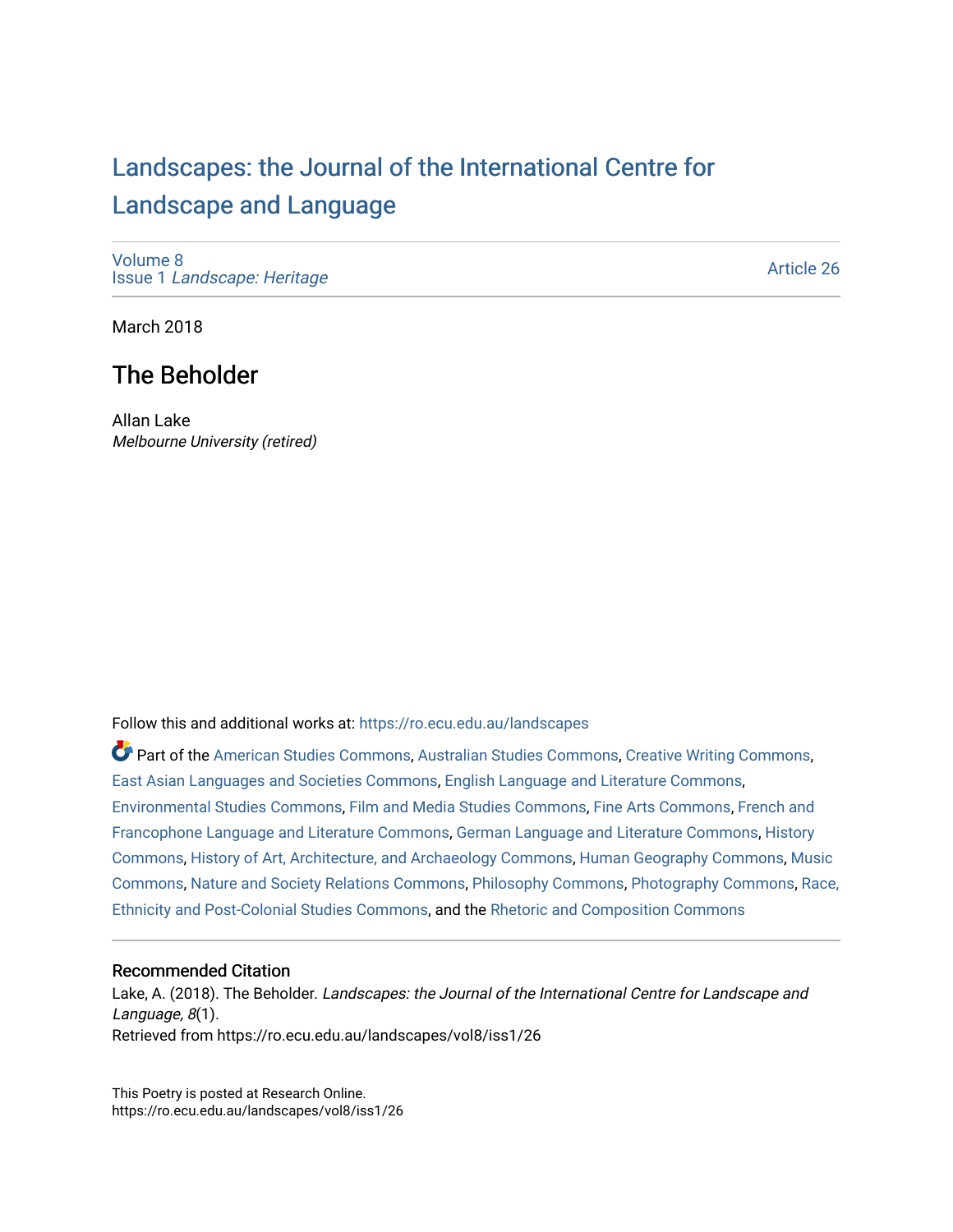# Landscapes: the Journal of the International Centre for Landscape and Language

Volume 8
Issue 1 *Landscape: Heritage*

Article 26

March 2018

## The Beholder

Allan Lake
*Melbourne University (retired)*

Follow this and additional works at: https://ro.ecu.edu.au/landscapes

Part of the American Studies Commons, Australian Studies Commons, Creative Writing Commons, East Asian Languages and Societies Commons, English Language and Literature Commons, Environmental Studies Commons, Film and Media Studies Commons, Fine Arts Commons, French and Francophone Language and Literature Commons, German Language and Literature Commons, History Commons, History of Art, Architecture, and Archaeology Commons, Human Geography Commons, Music Commons, Nature and Society Relations Commons, Philosophy Commons, Photography Commons, Race, Ethnicity and Post-Colonial Studies Commons, and the Rhetoric and Composition Commons

### Recommended Citation

Lake, A. (2018). The Beholder. *Landscapes: the Journal of the International Centre for Landscape and Language, 8*(1).
Retrieved from https://ro.ecu.edu.au/landscapes/vol8/iss1/26

This Poetry is posted at Research Online.
https://ro.ecu.edu.au/landscapes/vol8/iss1/26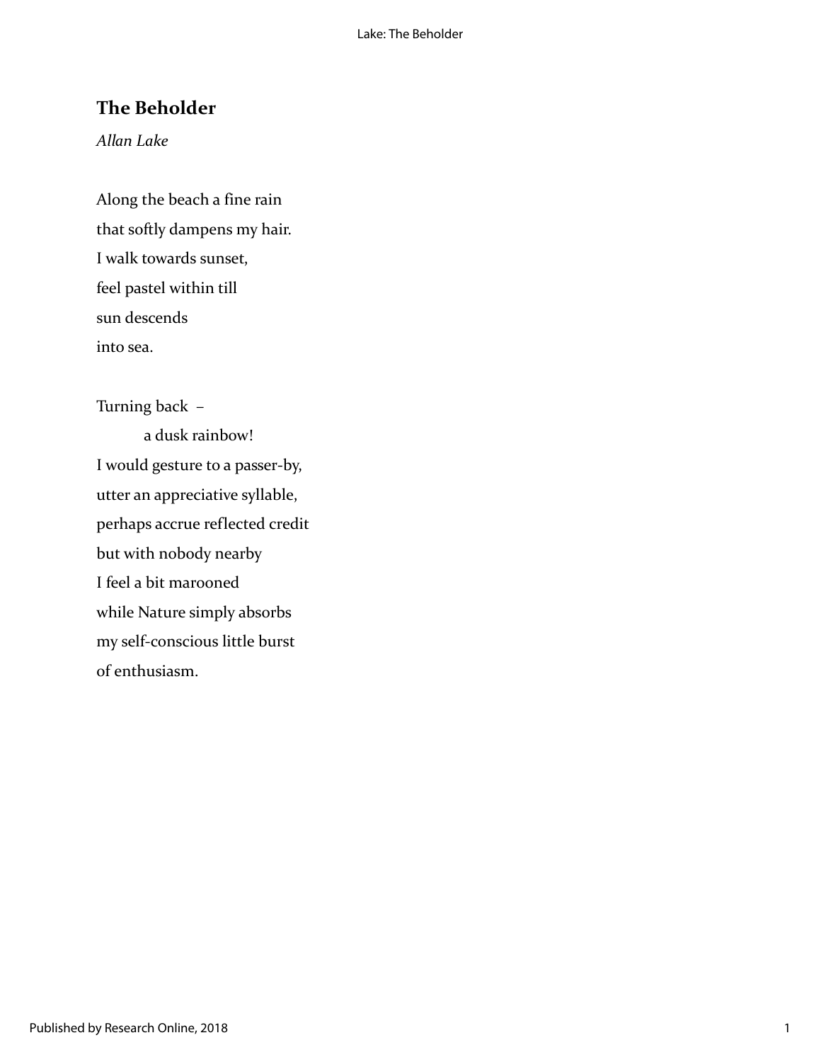## The Beholder

*Allan Lake*

Along the beach a fine rain  
that softly dampens my hair.  
I walk towards sunset,  
feel pastel within till  
sun descends  
into sea.

Turning back –  
        a dusk rainbow!  
I would gesture to a passer-by,  
utter an appreciative syllable,  
perhaps accrue reflected credit  
but with nobody nearby  
I feel a bit marooned  
while Nature simply absorbs  
my self-conscious little burst  
of enthusiasm.